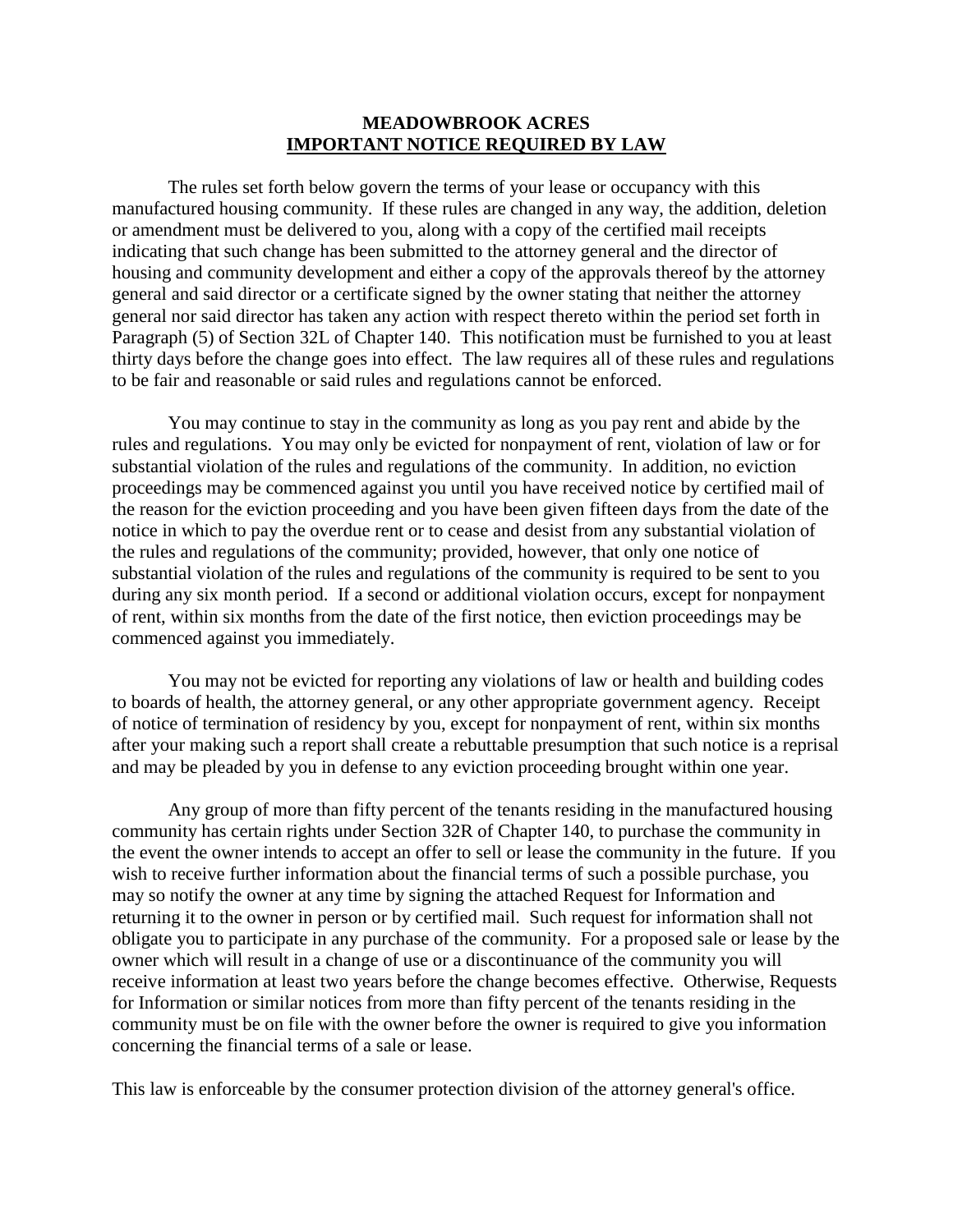# MEADOWBROOK ACRES

## IMPORTANT NOTICE REQUIRED BY LAW

The rules set forth below govern the terms of your lease or occupancy with this manufactured housing community. If these rules are changed in any way, the addition, deletion or amendment must be delivered to you, along with a copy of the certified mail receipts indicating that such change has been submitted to the attorney general and the director of housing and community development and either a copy of the approvals thereof by the attorney general and said director or a certificate signed by the owner stating that neither the attorney general nor said director has taken any action with respect thereto within the period set forth in Paragraph (5) of Section 32L of Chapter 140. This notification must be furnished to you at least thirty days before the change goes into effect. The law requires all of these rules and regulations to be fair and reasonable or said rules and regulations cannot be enforced.

You may continue to stay in the community as long as you pay rent and abide by the rules and regulations. You may only be evicted for nonpayment of rent, violation of law or for substantial violation of the rules and regulations of the community. In addition, no eviction proceedings may be commenced against you until you have received notice by certified mail of the reason for the eviction proceeding and you have been given fifteen days from the date of the notice in which to pay the overdue rent or to cease and desist from any substantial violation of the rules and regulations of the community; provided, however, that only one notice of substantial violation of the rules and regulations of the community is required to be sent to you during any six month period. If a second or additional violation occurs, except for nonpayment of rent, within six months from the date of the first notice, then eviction proceedings may be commenced against you immediately.

You may not be evicted for reporting any violations of law or health and building codes to boards of health, the attorney general, or any other appropriate government agency. Receipt of notice of termination of residency by you, except for nonpayment of rent, within six months after your making such a report shall create a rebuttable presumption that such notice is a reprisal and may be pleaded by you in defense to any eviction proceeding brought within one year.

Any group of more than fifty percent of the tenants residing in the manufactured housing community has certain rights under Section 32R of Chapter 140, to purchase the community in the event the owner intends to accept an offer to sell or lease the community in the future. If you wish to receive further information about the financial terms of such a possible purchase, you may so notify the owner at any time by signing the attached Request for Information and returning it to the owner in person or by certified mail. Such request for information shall not obligate you to participate in any purchase of the community. For a proposed sale or lease by the owner which will result in a change of use or a discontinuance of the community you will receive information at least two years before the change becomes effective. Otherwise, Requests for Information or similar notices from more than fifty percent of the tenants residing in the community must be on file with the owner before the owner is required to give you information concerning the financial terms of a sale or lease.

This law is enforceable by the consumer protection division of the attorney general's office.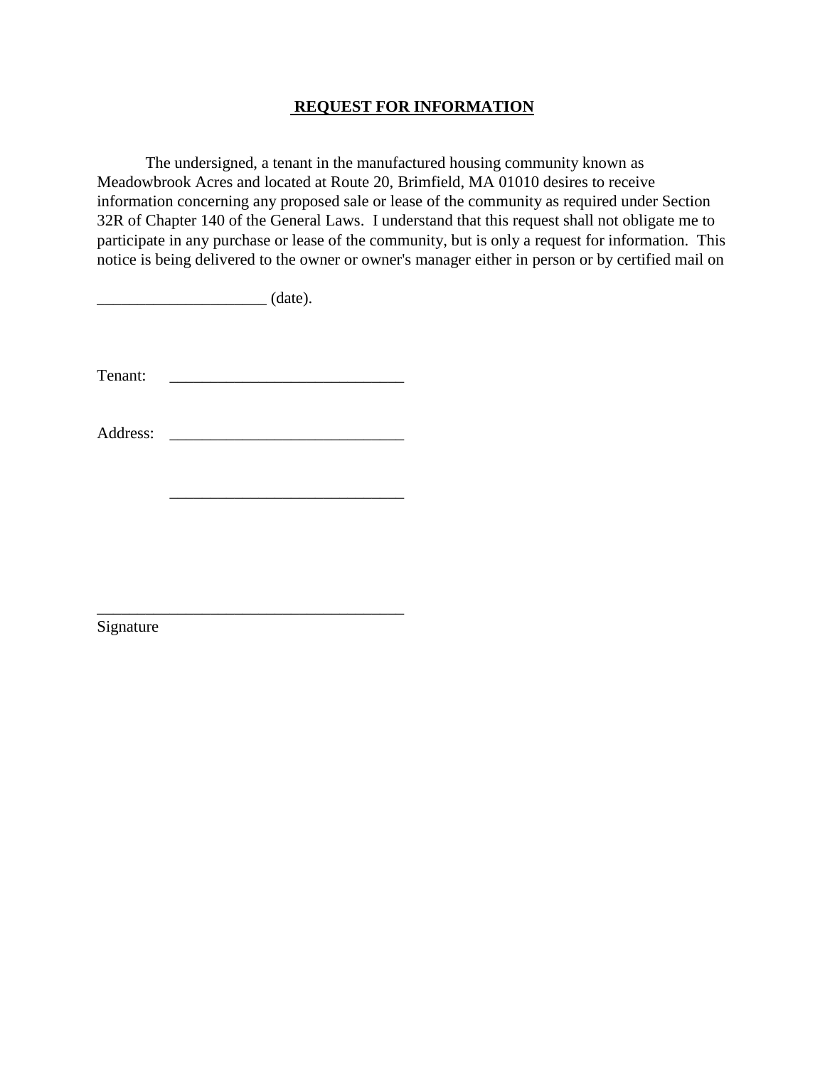## **REQUEST FOR INFORMATION**

The undersigned, a tenant in the manufactured housing community known as Meadowbrook Acres and located at Route 20, Brimfield, MA 01010 desires to receive information concerning any proposed sale or lease of the community as required under Section 32R of Chapter 140 of the General Laws. I understand that this request shall not obligate me to participate in any purchase or lease of the community, but is only a request for information. This notice is being delivered to the owner or owner's manager either in person or by certified mail on

_____________________ (date).

Tenant: _____________________________

Address: _____________________________

_____________________________

_______________________________________

Signature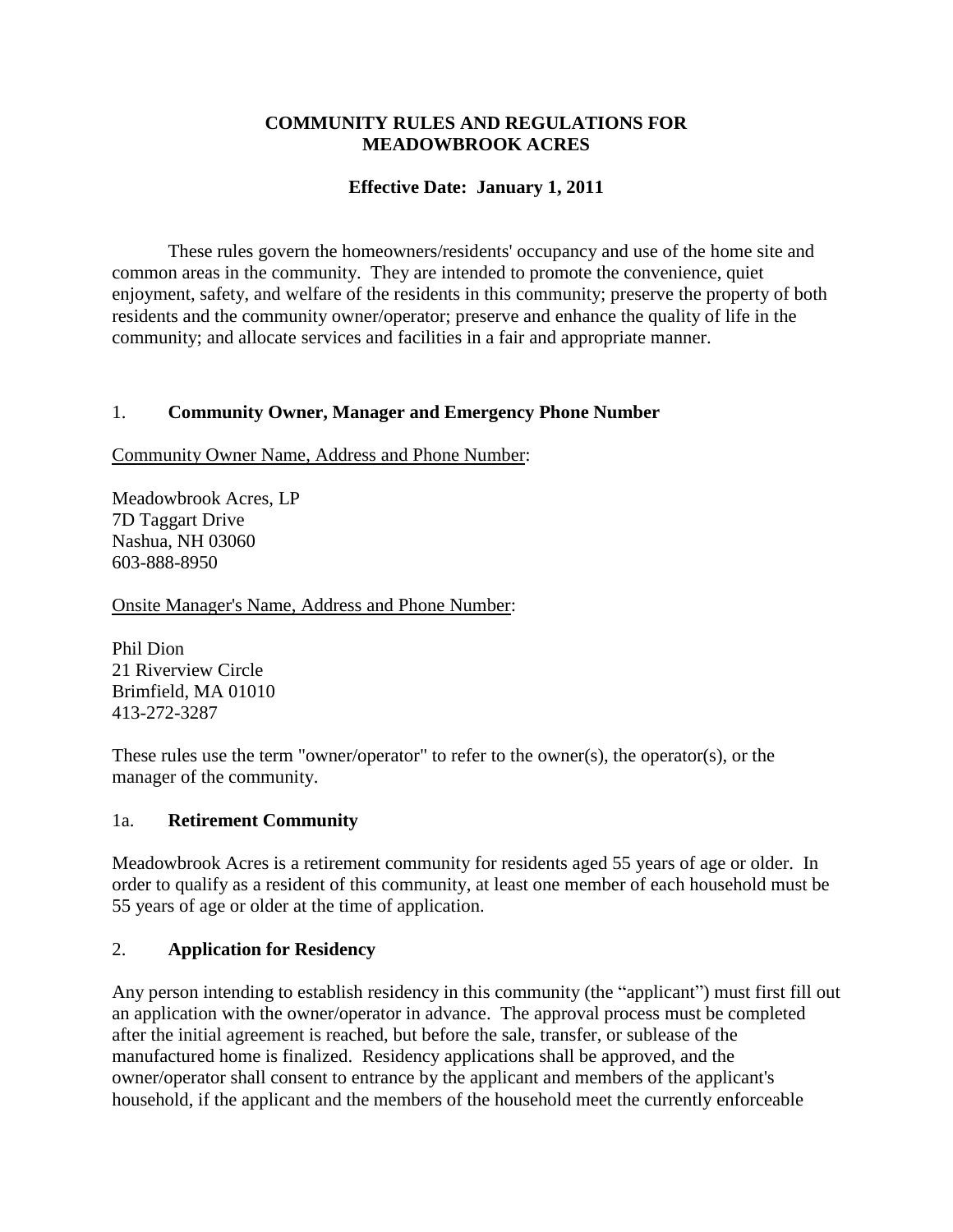**COMMUNITY RULES AND REGULATIONS FOR MEADOWBROOK ACRES**

**Effective Date: January 1, 2011**

These rules govern the homeowners/residents' occupancy and use of the home site and common areas in the community. They are intended to promote the convenience, quiet enjoyment, safety, and welfare of the residents in this community; preserve the property of both residents and the community owner/operator; preserve and enhance the quality of life in the community; and allocate services and facilities in a fair and appropriate manner.

## 1. **Community Owner, Manager and Emergency Phone Number**

Community Owner Name, Address and Phone Number:

Meadowbrook Acres, LP
7D Taggart Drive
Nashua, NH 03060
603-888-8950

Onsite Manager's Name, Address and Phone Number:

Phil Dion
21 Riverview Circle
Brimfield, MA 01010
413-272-3287

These rules use the term "owner/operator" to refer to the owner(s), the operator(s), or the manager of the community.

## 1a. **Retirement Community**

Meadowbrook Acres is a retirement community for residents aged 55 years of age or older. In order to qualify as a resident of this community, at least one member of each household must be 55 years of age or older at the time of application.

## 2. **Application for Residency**

Any person intending to establish residency in this community (the "applicant") must first fill out an application with the owner/operator in advance. The approval process must be completed after the initial agreement is reached, but before the sale, transfer, or sublease of the manufactured home is finalized. Residency applications shall be approved, and the owner/operator shall consent to entrance by the applicant and members of the applicant's household, if the applicant and the members of the household meet the currently enforceable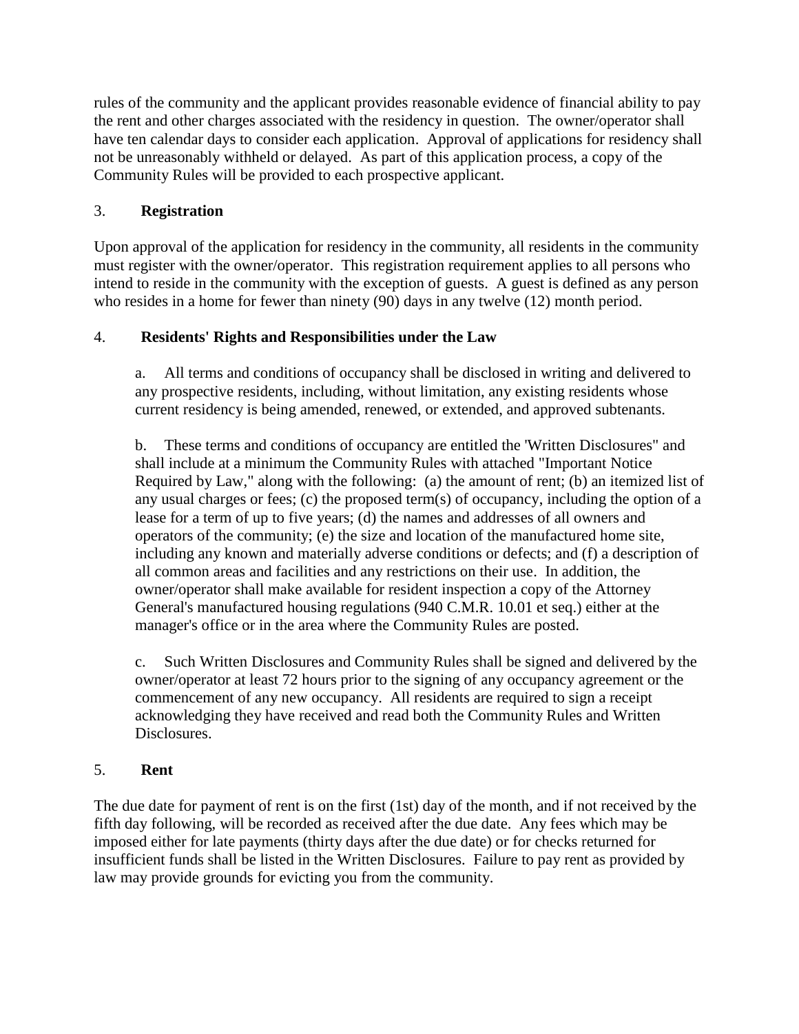rules of the community and the applicant provides reasonable evidence of financial ability to pay the rent and other charges associated with the residency in question. The owner/operator shall have ten calendar days to consider each application. Approval of applications for residency shall not be unreasonably withheld or delayed. As part of this application process, a copy of the Community Rules will be provided to each prospective applicant.

## 3. **Registration**

Upon approval of the application for residency in the community, all residents in the community must register with the owner/operator. This registration requirement applies to all persons who intend to reside in the community with the exception of guests. A guest is defined as any person who resides in a home for fewer than ninety (90) days in any twelve (12) month period.

## 4. **Residents' Rights and Responsibilities under the Law**

a. All terms and conditions of occupancy shall be disclosed in writing and delivered to any prospective residents, including, without limitation, any existing residents whose current residency is being amended, renewed, or extended, and approved subtenants.

b. These terms and conditions of occupancy are entitled the 'Written Disclosures" and shall include at a minimum the Community Rules with attached "Important Notice Required by Law," along with the following: (a) the amount of rent; (b) an itemized list of any usual charges or fees; (c) the proposed term(s) of occupancy, including the option of a lease for a term of up to five years; (d) the names and addresses of all owners and operators of the community; (e) the size and location of the manufactured home site, including any known and materially adverse conditions or defects; and (f) a description of all common areas and facilities and any restrictions on their use. In addition, the owner/operator shall make available for resident inspection a copy of the Attorney General's manufactured housing regulations (940 C.M.R. 10.01 et seq.) either at the manager's office or in the area where the Community Rules are posted.

c. Such Written Disclosures and Community Rules shall be signed and delivered by the owner/operator at least 72 hours prior to the signing of any occupancy agreement or the commencement of any new occupancy. All residents are required to sign a receipt acknowledging they have received and read both the Community Rules and Written Disclosures.

## 5. **Rent**

The due date for payment of rent is on the first (1st) day of the month, and if not received by the fifth day following, will be recorded as received after the due date. Any fees which may be imposed either for late payments (thirty days after the due date) or for checks returned for insufficient funds shall be listed in the Written Disclosures. Failure to pay rent as provided by law may provide grounds for evicting you from the community.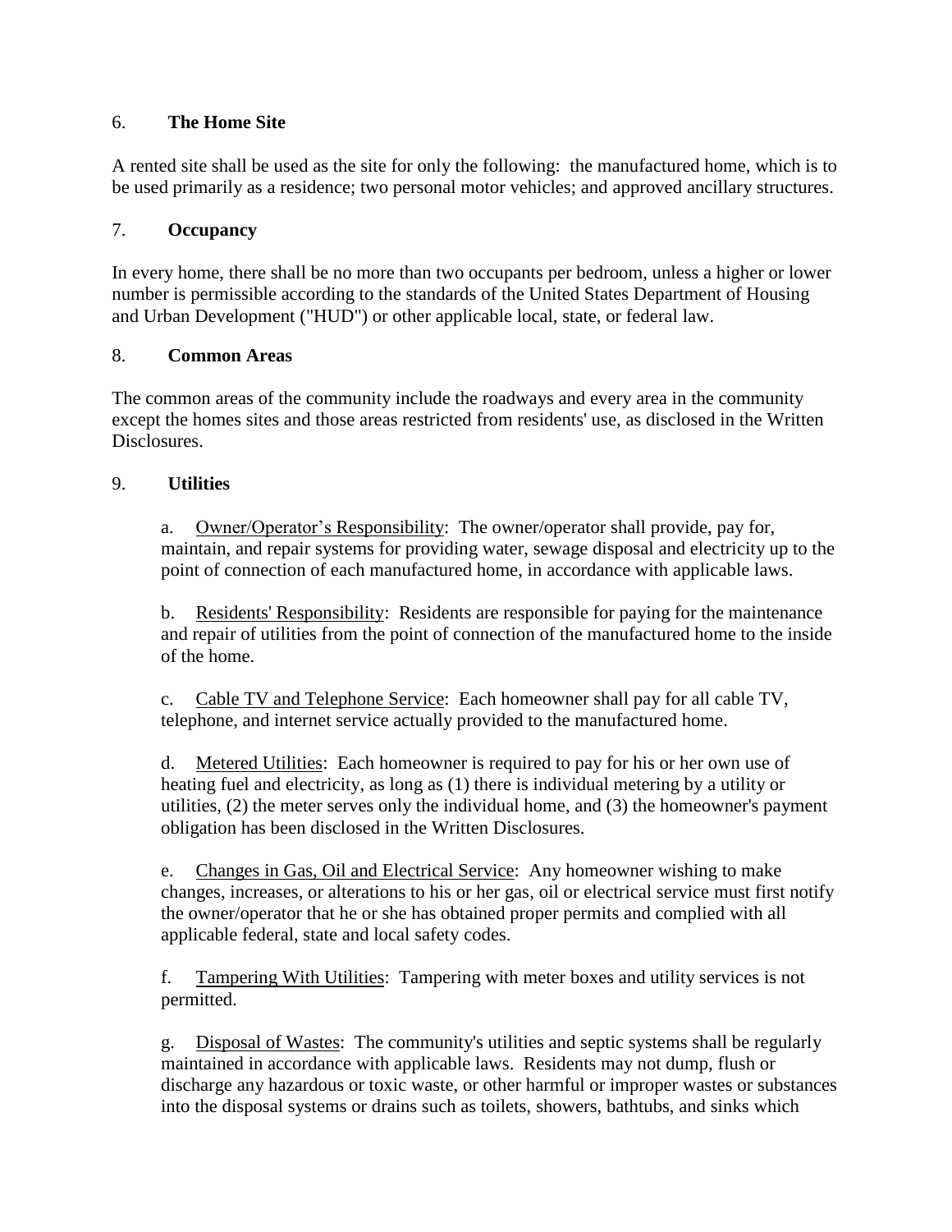## 6. The Home Site

A rented site shall be used as the site for only the following: the manufactured home, which is to be used primarily as a residence; two personal motor vehicles; and approved ancillary structures.

## 7. Occupancy

In every home, there shall be no more than two occupants per bedroom, unless a higher or lower number is permissible according to the standards of the United States Department of Housing and Urban Development ("HUD") or other applicable local, state, or federal law.

## 8. Common Areas

The common areas of the community include the roadways and every area in the community except the homes sites and those areas restricted from residents' use, as disclosed in the Written Disclosures.

## 9. Utilities

a. <u>Owner/Operator's Responsibility</u>: The owner/operator shall provide, pay for, maintain, and repair systems for providing water, sewage disposal and electricity up to the point of connection of each manufactured home, in accordance with applicable laws.

b. <u>Residents' Responsibility</u>: Residents are responsible for paying for the maintenance and repair of utilities from the point of connection of the manufactured home to the inside of the home.

c. <u>Cable TV and Telephone Service</u>: Each homeowner shall pay for all cable TV, telephone, and internet service actually provided to the manufactured home.

d. <u>Metered Utilities</u>: Each homeowner is required to pay for his or her own use of heating fuel and electricity, as long as (1) there is individual metering by a utility or utilities, (2) the meter serves only the individual home, and (3) the homeowner's payment obligation has been disclosed in the Written Disclosures.

e. <u>Changes in Gas, Oil and Electrical Service</u>: Any homeowner wishing to make changes, increases, or alterations to his or her gas, oil or electrical service must first notify the owner/operator that he or she has obtained proper permits and complied with all applicable federal, state and local safety codes.

f. <u>Tampering With Utilities</u>: Tampering with meter boxes and utility services is not permitted.

g. <u>Disposal of Wastes</u>: The community's utilities and septic systems shall be regularly maintained in accordance with applicable laws. Residents may not dump, flush or discharge any hazardous or toxic waste, or other harmful or improper wastes or substances into the disposal systems or drains such as toilets, showers, bathtubs, and sinks which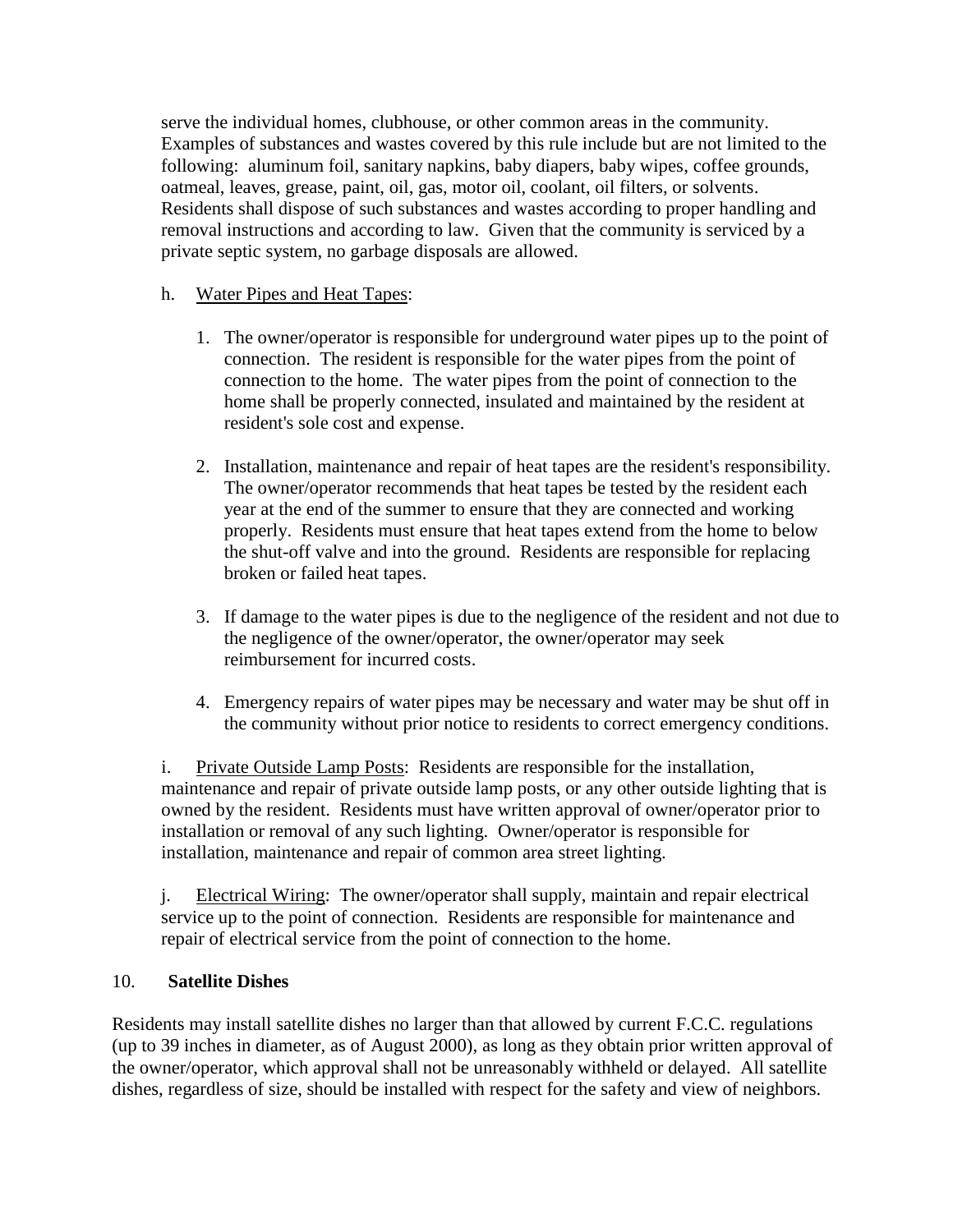serve the individual homes, clubhouse, or other common areas in the community. Examples of substances and wastes covered by this rule include but are not limited to the following: aluminum foil, sanitary napkins, baby diapers, baby wipes, coffee grounds, oatmeal, leaves, grease, paint, oil, gas, motor oil, coolant, oil filters, or solvents. Residents shall dispose of such substances and wastes according to proper handling and removal instructions and according to law. Given that the community is serviced by a private septic system, no garbage disposals are allowed.

h. <u>Water Pipes and Heat Tapes</u>:

1. The owner/operator is responsible for underground water pipes up to the point of connection. The resident is responsible for the water pipes from the point of connection to the home. The water pipes from the point of connection to the home shall be properly connected, insulated and maintained by the resident at resident's sole cost and expense.

2. Installation, maintenance and repair of heat tapes are the resident's responsibility. The owner/operator recommends that heat tapes be tested by the resident each year at the end of the summer to ensure that they are connected and working properly. Residents must ensure that heat tapes extend from the home to below the shut-off valve and into the ground. Residents are responsible for replacing broken or failed heat tapes.

3. If damage to the water pipes is due to the negligence of the resident and not due to the negligence of the owner/operator, the owner/operator may seek reimbursement for incurred costs.

4. Emergency repairs of water pipes may be necessary and water may be shut off in the community without prior notice to residents to correct emergency conditions.

i. <u>Private Outside Lamp Posts</u>: Residents are responsible for the installation, maintenance and repair of private outside lamp posts, or any other outside lighting that is owned by the resident. Residents must have written approval of owner/operator prior to installation or removal of any such lighting. Owner/operator is responsible for installation, maintenance and repair of common area street lighting.

j. <u>Electrical Wiring</u>: The owner/operator shall supply, maintain and repair electrical service up to the point of connection. Residents are responsible for maintenance and repair of electrical service from the point of connection to the home.

## 10. Satellite Dishes

Residents may install satellite dishes no larger than that allowed by current F.C.C. regulations (up to 39 inches in diameter, as of August 2000), as long as they obtain prior written approval of the owner/operator, which approval shall not be unreasonably withheld or delayed. All satellite dishes, regardless of size, should be installed with respect for the safety and view of neighbors.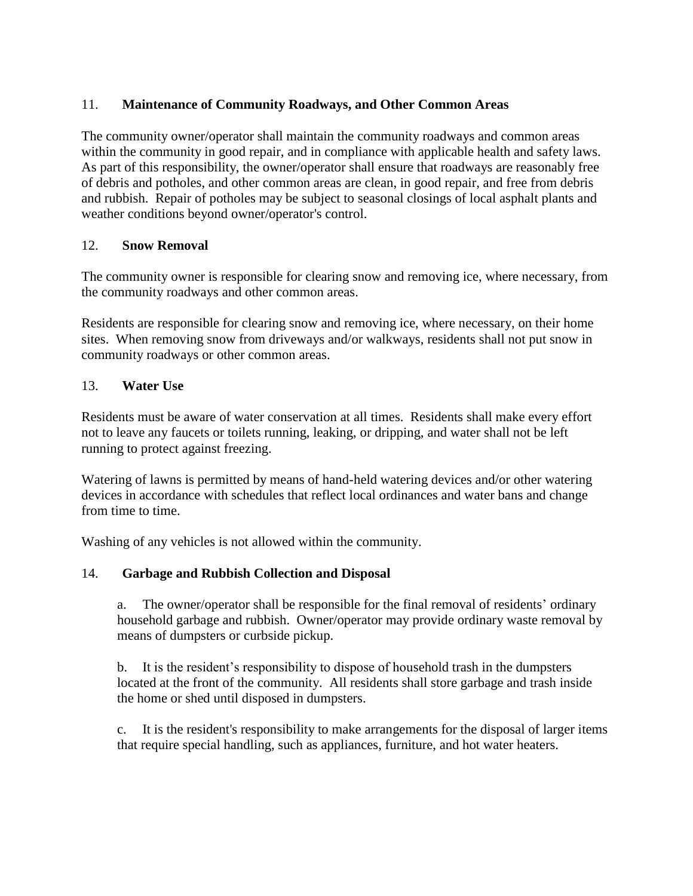## 11. Maintenance of Community Roadways, and Other Common Areas

The community owner/operator shall maintain the community roadways and common areas within the community in good repair, and in compliance with applicable health and safety laws. As part of this responsibility, the owner/operator shall ensure that roadways are reasonably free of debris and potholes, and other common areas are clean, in good repair, and free from debris and rubbish. Repair of potholes may be subject to seasonal closings of local asphalt plants and weather conditions beyond owner/operator's control.

## 12. Snow Removal

The community owner is responsible for clearing snow and removing ice, where necessary, from the community roadways and other common areas.

Residents are responsible for clearing snow and removing ice, where necessary, on their home sites. When removing snow from driveways and/or walkways, residents shall not put snow in community roadways or other common areas.

## 13. Water Use

Residents must be aware of water conservation at all times. Residents shall make every effort not to leave any faucets or toilets running, leaking, or dripping, and water shall not be left running to protect against freezing.

Watering of lawns is permitted by means of hand-held watering devices and/or other watering devices in accordance with schedules that reflect local ordinances and water bans and change from time to time.

Washing of any vehicles is not allowed within the community.

## 14. Garbage and Rubbish Collection and Disposal

a. The owner/operator shall be responsible for the final removal of residents' ordinary household garbage and rubbish. Owner/operator may provide ordinary waste removal by means of dumpsters or curbside pickup.

b. It is the resident's responsibility to dispose of household trash in the dumpsters located at the front of the community. All residents shall store garbage and trash inside the home or shed until disposed in dumpsters.

c. It is the resident's responsibility to make arrangements for the disposal of larger items that require special handling, such as appliances, furniture, and hot water heaters.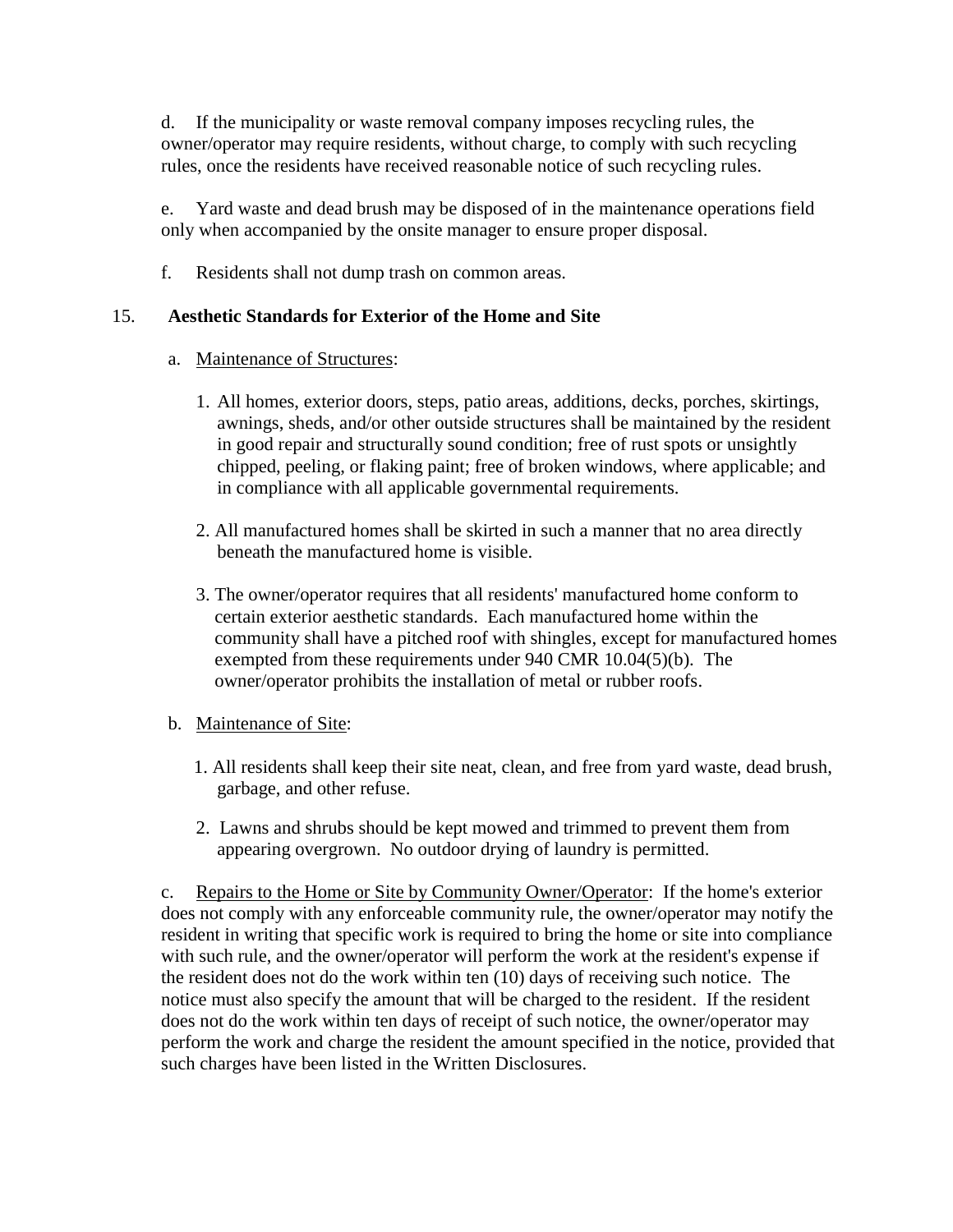d. If the municipality or waste removal company imposes recycling rules, the owner/operator may require residents, without charge, to comply with such recycling rules, once the residents have received reasonable notice of such recycling rules.

e. Yard waste and dead brush may be disposed of in the maintenance operations field only when accompanied by the onsite manager to ensure proper disposal.

f. Residents shall not dump trash on common areas.

15. **Aesthetic Standards for Exterior of the Home and Site**

a. Maintenance of Structures:

1. All homes, exterior doors, steps, patio areas, additions, decks, porches, skirtings, awnings, sheds, and/or other outside structures shall be maintained by the resident in good repair and structurally sound condition; free of rust spots or unsightly chipped, peeling, or flaking paint; free of broken windows, where applicable; and in compliance with all applicable governmental requirements.

2. All manufactured homes shall be skirted in such a manner that no area directly beneath the manufactured home is visible.

3. The owner/operator requires that all residents' manufactured home conform to certain exterior aesthetic standards. Each manufactured home within the community shall have a pitched roof with shingles, except for manufactured homes exempted from these requirements under 940 CMR 10.04(5)(b). The owner/operator prohibits the installation of metal or rubber roofs.

b. Maintenance of Site:

1. All residents shall keep their site neat, clean, and free from yard waste, dead brush, garbage, and other refuse.

2. Lawns and shrubs should be kept mowed and trimmed to prevent them from appearing overgrown. No outdoor drying of laundry is permitted.

c. Repairs to the Home or Site by Community Owner/Operator: If the home's exterior does not comply with any enforceable community rule, the owner/operator may notify the resident in writing that specific work is required to bring the home or site into compliance with such rule, and the owner/operator will perform the work at the resident's expense if the resident does not do the work within ten (10) days of receiving such notice. The notice must also specify the amount that will be charged to the resident. If the resident does not do the work within ten days of receipt of such notice, the owner/operator may perform the work and charge the resident the amount specified in the notice, provided that such charges have been listed in the Written Disclosures.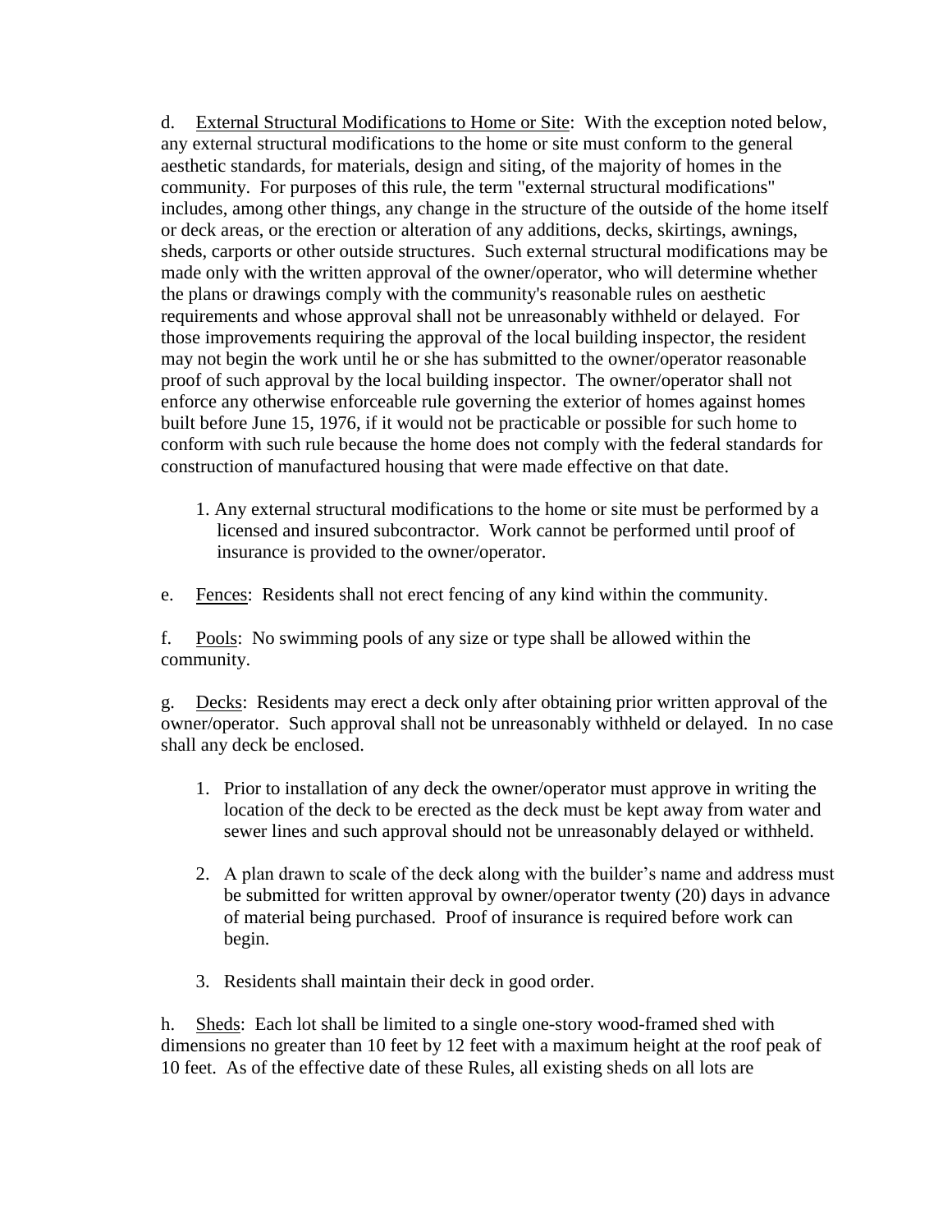d. <u>External Structural Modifications to Home or Site</u>: With the exception noted below, any external structural modifications to the home or site must conform to the general aesthetic standards, for materials, design and siting, of the majority of homes in the community. For purposes of this rule, the term "external structural modifications" includes, among other things, any change in the structure of the outside of the home itself or deck areas, or the erection or alteration of any additions, decks, skirtings, awnings, sheds, carports or other outside structures. Such external structural modifications may be made only with the written approval of the owner/operator, who will determine whether the plans or drawings comply with the community's reasonable rules on aesthetic requirements and whose approval shall not be unreasonably withheld or delayed. For those improvements requiring the approval of the local building inspector, the resident may not begin the work until he or she has submitted to the owner/operator reasonable proof of such approval by the local building inspector. The owner/operator shall not enforce any otherwise enforceable rule governing the exterior of homes against homes built before June 15, 1976, if it would not be practicable or possible for such home to conform with such rule because the home does not comply with the federal standards for construction of manufactured housing that were made effective on that date.

1. Any external structural modifications to the home or site must be performed by a licensed and insured subcontractor. Work cannot be performed until proof of insurance is provided to the owner/operator.

e. <u>Fences</u>: Residents shall not erect fencing of any kind within the community.

f. <u>Pools</u>: No swimming pools of any size or type shall be allowed within the community.

g. <u>Decks</u>: Residents may erect a deck only after obtaining prior written approval of the owner/operator. Such approval shall not be unreasonably withheld or delayed. In no case shall any deck be enclosed.

1. Prior to installation of any deck the owner/operator must approve in writing the location of the deck to be erected as the deck must be kept away from water and sewer lines and such approval should not be unreasonably delayed or withheld.
2. A plan drawn to scale of the deck along with the builder's name and address must be submitted for written approval by owner/operator twenty (20) days in advance of material being purchased. Proof of insurance is required before work can begin.
3. Residents shall maintain their deck in good order.

h. <u>Sheds</u>: Each lot shall be limited to a single one-story wood-framed shed with dimensions no greater than 10 feet by 12 feet with a maximum height at the roof peak of 10 feet. As of the effective date of these Rules, all existing sheds on all lots are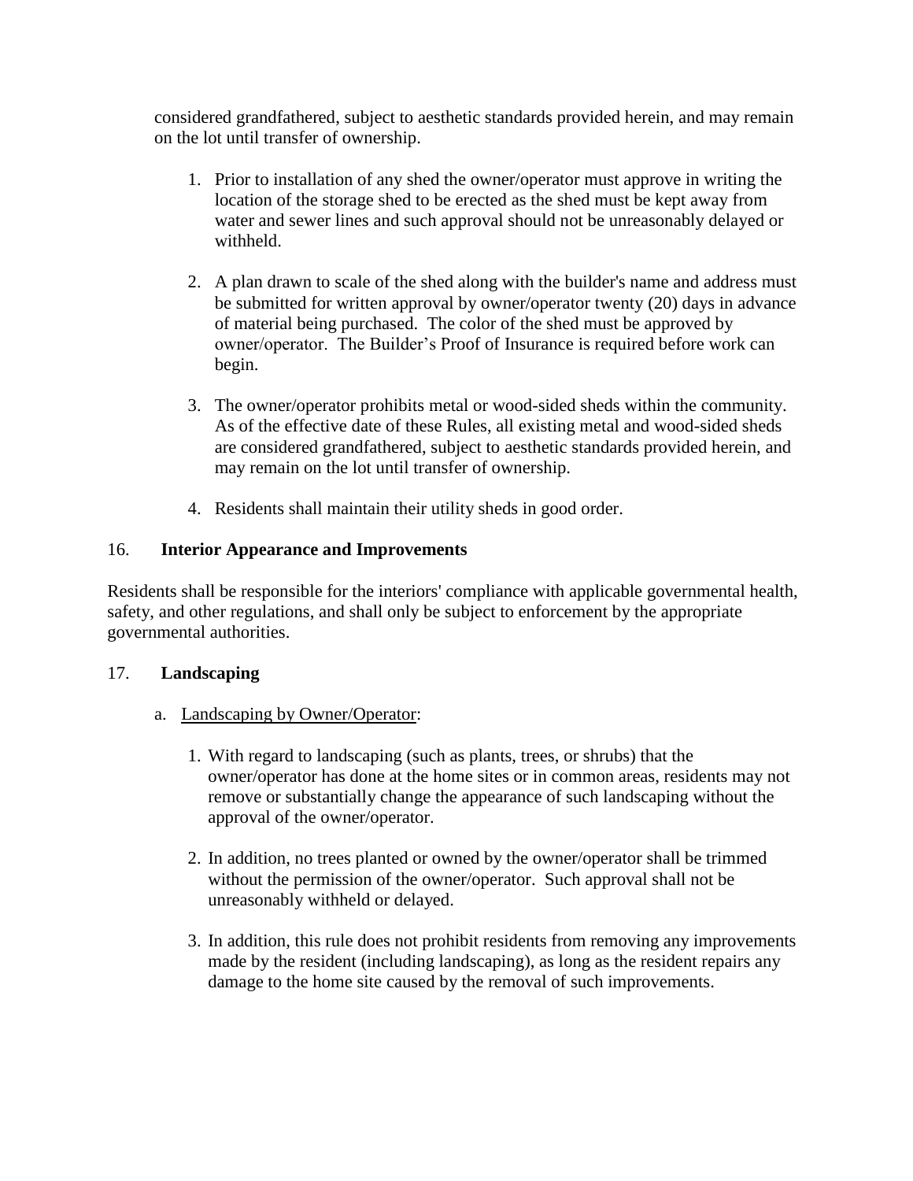considered grandfathered, subject to aesthetic standards provided herein, and may remain on the lot until transfer of ownership.

1. Prior to installation of any shed the owner/operator must approve in writing the location of the storage shed to be erected as the shed must be kept away from water and sewer lines and such approval should not be unreasonably delayed or withheld.

2. A plan drawn to scale of the shed along with the builder's name and address must be submitted for written approval by owner/operator twenty (20) days in advance of material being purchased. The color of the shed must be approved by owner/operator. The Builder's Proof of Insurance is required before work can begin.

3. The owner/operator prohibits metal or wood-sided sheds within the community. As of the effective date of these Rules, all existing metal and wood-sided sheds are considered grandfathered, subject to aesthetic standards provided herein, and may remain on the lot until transfer of ownership.

4. Residents shall maintain their utility sheds in good order.

## 16. **Interior Appearance and Improvements**

Residents shall be responsible for the interiors' compliance with applicable governmental health, safety, and other regulations, and shall only be subject to enforcement by the appropriate governmental authorities.

## 17. **Landscaping**

a. Landscaping by Owner/Operator:

1. With regard to landscaping (such as plants, trees, or shrubs) that the owner/operator has done at the home sites or in common areas, residents may not remove or substantially change the appearance of such landscaping without the approval of the owner/operator.

2. In addition, no trees planted or owned by the owner/operator shall be trimmed without the permission of the owner/operator. Such approval shall not be unreasonably withheld or delayed.

3. In addition, this rule does not prohibit residents from removing any improvements made by the resident (including landscaping), as long as the resident repairs any damage to the home site caused by the removal of such improvements.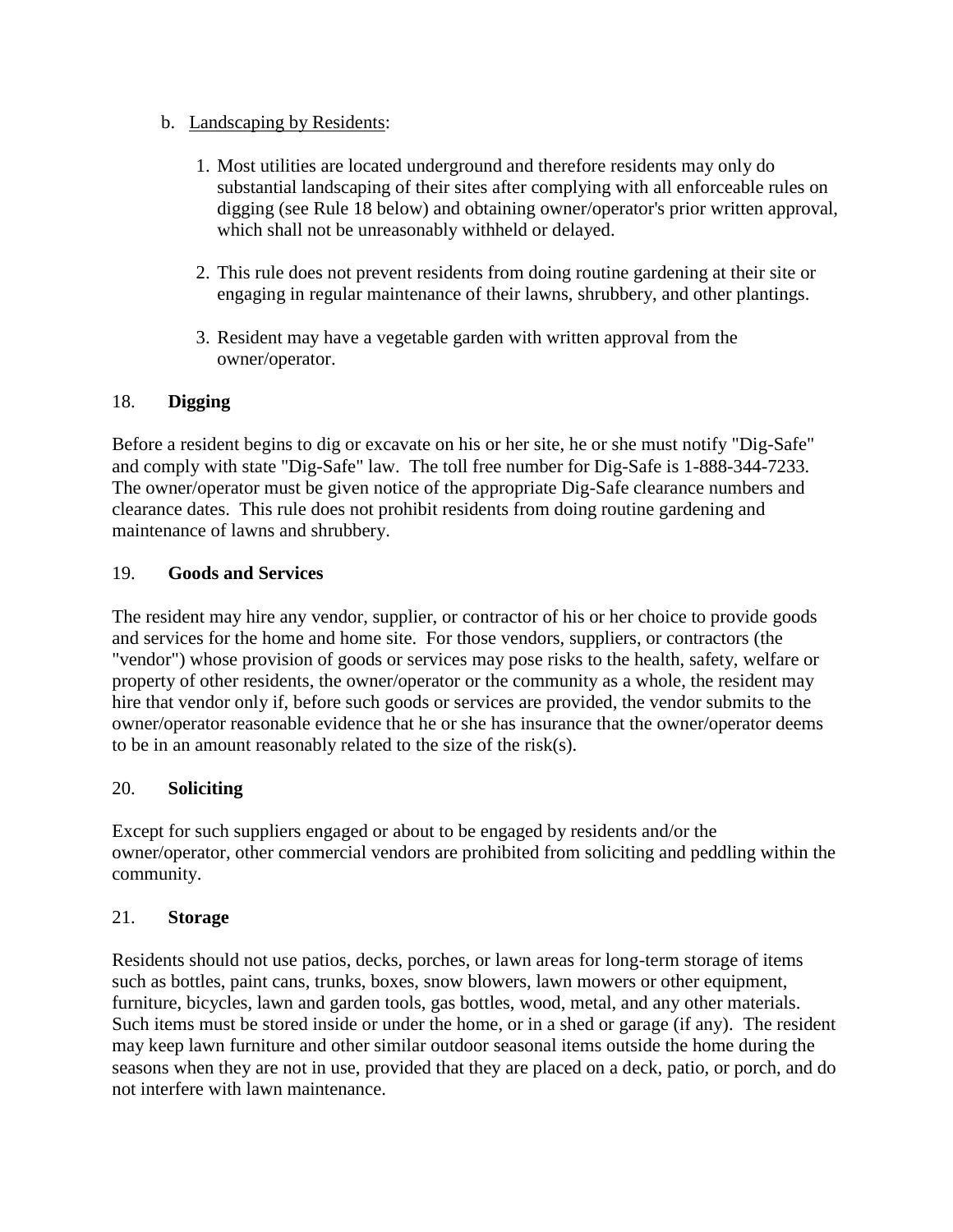b. Landscaping by Residents:

   1. Most utilities are located underground and therefore residents may only do substantial landscaping of their sites after complying with all enforceable rules on digging (see Rule 18 below) and obtaining owner/operator's prior written approval, which shall not be unreasonably withheld or delayed.

   2. This rule does not prevent residents from doing routine gardening at their site or engaging in regular maintenance of their lawns, shrubbery, and other plantings.

   3. Resident may have a vegetable garden with written approval from the owner/operator.

18. **Digging**

Before a resident begins to dig or excavate on his or her site, he or she must notify "Dig-Safe" and comply with state "Dig-Safe" law. The toll free number for Dig-Safe is 1-888-344-7233. The owner/operator must be given notice of the appropriate Dig-Safe clearance numbers and clearance dates. This rule does not prohibit residents from doing routine gardening and maintenance of lawns and shrubbery.

19. **Goods and Services**

The resident may hire any vendor, supplier, or contractor of his or her choice to provide goods and services for the home and home site. For those vendors, suppliers, or contractors (the "vendor") whose provision of goods or services may pose risks to the health, safety, welfare or property of other residents, the owner/operator or the community as a whole, the resident may hire that vendor only if, before such goods or services are provided, the vendor submits to the owner/operator reasonable evidence that he or she has insurance that the owner/operator deems to be in an amount reasonably related to the size of the risk(s).

20. **Soliciting**

Except for such suppliers engaged or about to be engaged by residents and/or the owner/operator, other commercial vendors are prohibited from soliciting and peddling within the community.

21. **Storage**

Residents should not use patios, decks, porches, or lawn areas for long-term storage of items such as bottles, paint cans, trunks, boxes, snow blowers, lawn mowers or other equipment, furniture, bicycles, lawn and garden tools, gas bottles, wood, metal, and any other materials. Such items must be stored inside or under the home, or in a shed or garage (if any). The resident may keep lawn furniture and other similar outdoor seasonal items outside the home during the seasons when they are not in use, provided that they are placed on a deck, patio, or porch, and do not interfere with lawn maintenance.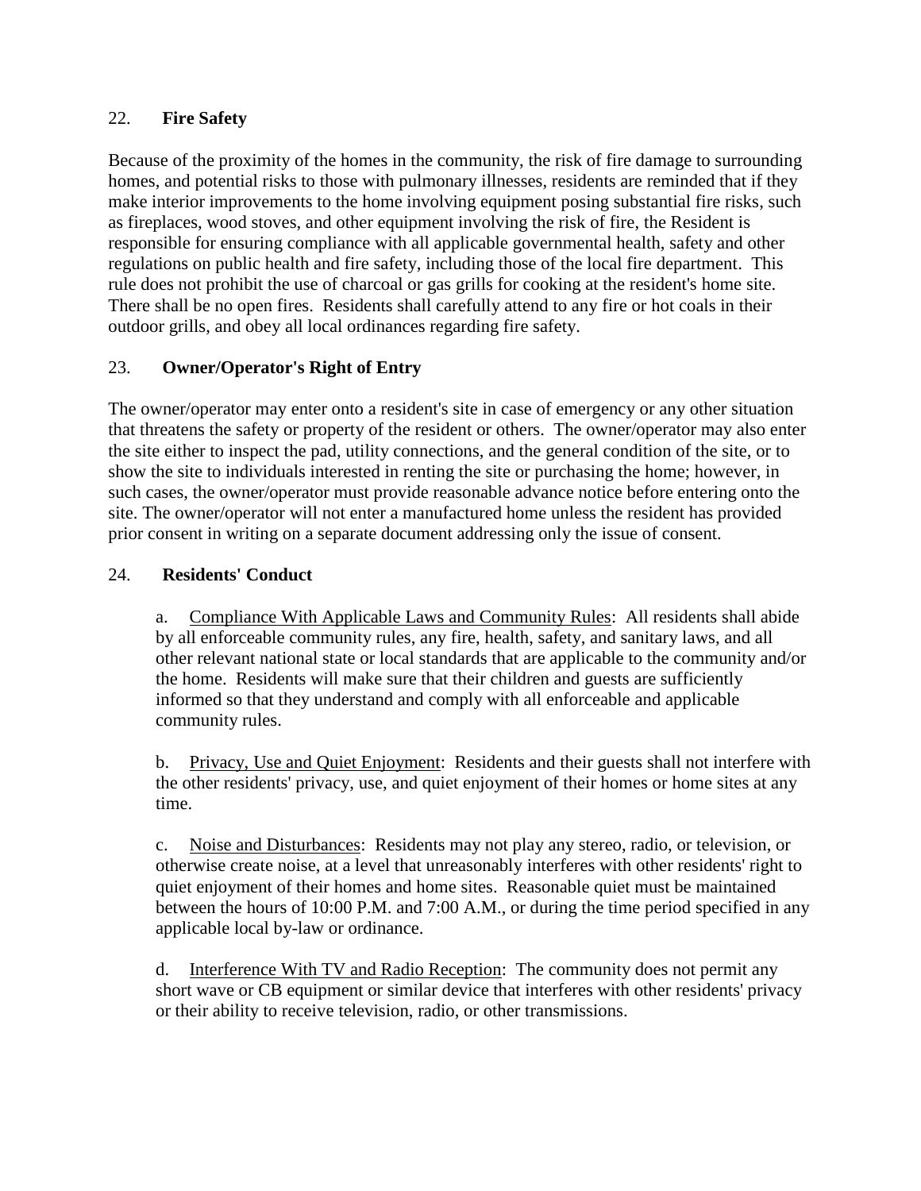## 22. **Fire Safety**

Because of the proximity of the homes in the community, the risk of fire damage to surrounding homes, and potential risks to those with pulmonary illnesses, residents are reminded that if they make interior improvements to the home involving equipment posing substantial fire risks, such as fireplaces, wood stoves, and other equipment involving the risk of fire, the Resident is responsible for ensuring compliance with all applicable governmental health, safety and other regulations on public health and fire safety, including those of the local fire department. This rule does not prohibit the use of charcoal or gas grills for cooking at the resident's home site. There shall be no open fires. Residents shall carefully attend to any fire or hot coals in their outdoor grills, and obey all local ordinances regarding fire safety.

## 23. **Owner/Operator's Right of Entry**

The owner/operator may enter onto a resident's site in case of emergency or any other situation that threatens the safety or property of the resident or others. The owner/operator may also enter the site either to inspect the pad, utility connections, and the general condition of the site, or to show the site to individuals interested in renting the site or purchasing the home; however, in such cases, the owner/operator must provide reasonable advance notice before entering onto the site. The owner/operator will not enter a manufactured home unless the resident has provided prior consent in writing on a separate document addressing only the issue of consent.

## 24. **Residents' Conduct**

a. <u>Compliance With Applicable Laws and Community Rules</u>: All residents shall abide by all enforceable community rules, any fire, health, safety, and sanitary laws, and all other relevant national state or local standards that are applicable to the community and/or the home. Residents will make sure that their children and guests are sufficiently informed so that they understand and comply with all enforceable and applicable community rules.

b. <u>Privacy, Use and Quiet Enjoyment</u>: Residents and their guests shall not interfere with the other residents' privacy, use, and quiet enjoyment of their homes or home sites at any time.

c. <u>Noise and Disturbances</u>: Residents may not play any stereo, radio, or television, or otherwise create noise, at a level that unreasonably interferes with other residents' right to quiet enjoyment of their homes and home sites. Reasonable quiet must be maintained between the hours of 10:00 P.M. and 7:00 A.M., or during the time period specified in any applicable local by-law or ordinance.

d. <u>Interference With TV and Radio Reception</u>: The community does not permit any short wave or CB equipment or similar device that interferes with other residents' privacy or their ability to receive television, radio, or other transmissions.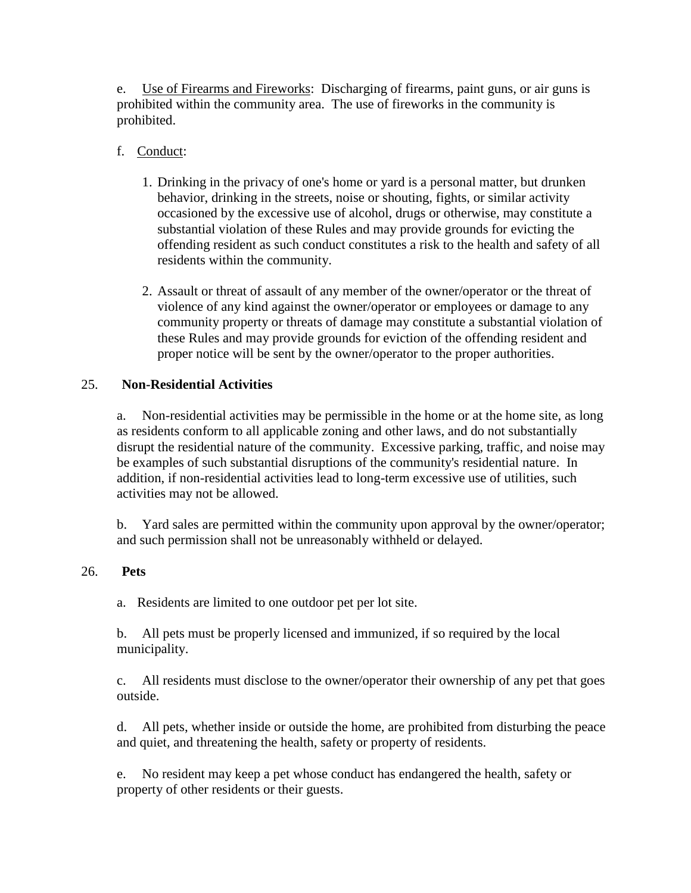e. Use of Firearms and Fireworks: Discharging of firearms, paint guns, or air guns is prohibited within the community area. The use of fireworks in the community is prohibited.

f. Conduct:

1. Drinking in the privacy of one's home or yard is a personal matter, but drunken behavior, drinking in the streets, noise or shouting, fights, or similar activity occasioned by the excessive use of alcohol, drugs or otherwise, may constitute a substantial violation of these Rules and may provide grounds for evicting the offending resident as such conduct constitutes a risk to the health and safety of all residents within the community.

2. Assault or threat of assault of any member of the owner/operator or the threat of violence of any kind against the owner/operator or employees or damage to any community property or threats of damage may constitute a substantial violation of these Rules and may provide grounds for eviction of the offending resident and proper notice will be sent by the owner/operator to the proper authorities.

## 25. Non-Residential Activities

a. Non-residential activities may be permissible in the home or at the home site, as long as residents conform to all applicable zoning and other laws, and do not substantially disrupt the residential nature of the community. Excessive parking, traffic, and noise may be examples of such substantial disruptions of the community's residential nature. In addition, if non-residential activities lead to long-term excessive use of utilities, such activities may not be allowed.

b. Yard sales are permitted within the community upon approval by the owner/operator; and such permission shall not be unreasonably withheld or delayed.

## 26. Pets

a. Residents are limited to one outdoor pet per lot site.

b. All pets must be properly licensed and immunized, if so required by the local municipality.

c. All residents must disclose to the owner/operator their ownership of any pet that goes outside.

d. All pets, whether inside or outside the home, are prohibited from disturbing the peace and quiet, and threatening the health, safety or property of residents.

e. No resident may keep a pet whose conduct has endangered the health, safety or property of other residents or their guests.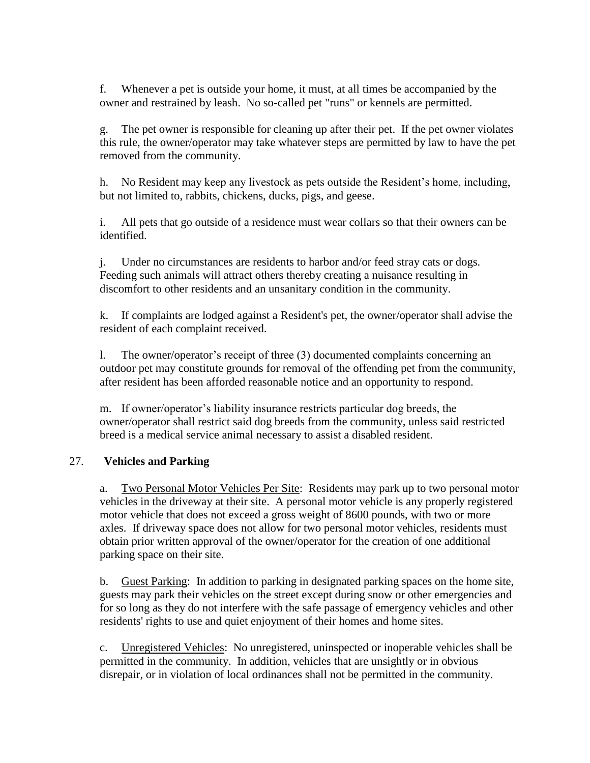f. Whenever a pet is outside your home, it must, at all times be accompanied by the owner and restrained by leash. No so-called pet "runs" or kennels are permitted.

g. The pet owner is responsible for cleaning up after their pet. If the pet owner violates this rule, the owner/operator may take whatever steps are permitted by law to have the pet removed from the community.

h. No Resident may keep any livestock as pets outside the Resident's home, including, but not limited to, rabbits, chickens, ducks, pigs, and geese.

i. All pets that go outside of a residence must wear collars so that their owners can be identified.

j. Under no circumstances are residents to harbor and/or feed stray cats or dogs. Feeding such animals will attract others thereby creating a nuisance resulting in discomfort to other residents and an unsanitary condition in the community.

k. If complaints are lodged against a Resident's pet, the owner/operator shall advise the resident of each complaint received.

l. The owner/operator's receipt of three (3) documented complaints concerning an outdoor pet may constitute grounds for removal of the offending pet from the community, after resident has been afforded reasonable notice and an opportunity to respond.

m. If owner/operator's liability insurance restricts particular dog breeds, the owner/operator shall restrict said dog breeds from the community, unless said restricted breed is a medical service animal necessary to assist a disabled resident.

## 27. Vehicles and Parking

a. Two Personal Motor Vehicles Per Site: Residents may park up to two personal motor vehicles in the driveway at their site. A personal motor vehicle is any properly registered motor vehicle that does not exceed a gross weight of 8600 pounds, with two or more axles. If driveway space does not allow for two personal motor vehicles, residents must obtain prior written approval of the owner/operator for the creation of one additional parking space on their site.

b. Guest Parking: In addition to parking in designated parking spaces on the home site, guests may park their vehicles on the street except during snow or other emergencies and for so long as they do not interfere with the safe passage of emergency vehicles and other residents' rights to use and quiet enjoyment of their homes and home sites.

c. Unregistered Vehicles: No unregistered, uninspected or inoperable vehicles shall be permitted in the community. In addition, vehicles that are unsightly or in obvious disrepair, or in violation of local ordinances shall not be permitted in the community.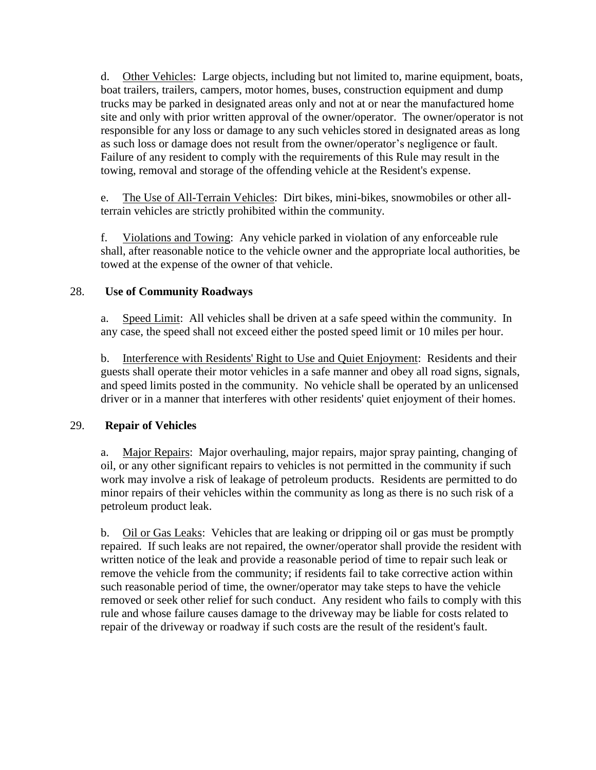d. Other Vehicles: Large objects, including but not limited to, marine equipment, boats, boat trailers, trailers, campers, motor homes, buses, construction equipment and dump trucks may be parked in designated areas only and not at or near the manufactured home site and only with prior written approval of the owner/operator. The owner/operator is not responsible for any loss or damage to any such vehicles stored in designated areas as long as such loss or damage does not result from the owner/operator's negligence or fault. Failure of any resident to comply with the requirements of this Rule may result in the towing, removal and storage of the offending vehicle at the Resident's expense.

e. The Use of All-Terrain Vehicles: Dirt bikes, mini-bikes, snowmobiles or other all-terrain vehicles are strictly prohibited within the community.

f. Violations and Towing: Any vehicle parked in violation of any enforceable rule shall, after reasonable notice to the vehicle owner and the appropriate local authorities, be towed at the expense of the owner of that vehicle.

## 28. **Use of Community Roadways**

a. Speed Limit: All vehicles shall be driven at a safe speed within the community. In any case, the speed shall not exceed either the posted speed limit or 10 miles per hour.

b. Interference with Residents' Right to Use and Quiet Enjoyment: Residents and their guests shall operate their motor vehicles in a safe manner and obey all road signs, signals, and speed limits posted in the community. No vehicle shall be operated by an unlicensed driver or in a manner that interferes with other residents' quiet enjoyment of their homes.

## 29. **Repair of Vehicles**

a. Major Repairs: Major overhauling, major repairs, major spray painting, changing of oil, or any other significant repairs to vehicles is not permitted in the community if such work may involve a risk of leakage of petroleum products. Residents are permitted to do minor repairs of their vehicles within the community as long as there is no such risk of a petroleum product leak.

b. Oil or Gas Leaks: Vehicles that are leaking or dripping oil or gas must be promptly repaired. If such leaks are not repaired, the owner/operator shall provide the resident with written notice of the leak and provide a reasonable period of time to repair such leak or remove the vehicle from the community; if residents fail to take corrective action within such reasonable period of time, the owner/operator may take steps to have the vehicle removed or seek other relief for such conduct. Any resident who fails to comply with this rule and whose failure causes damage to the driveway may be liable for costs related to repair of the driveway or roadway if such costs are the result of the resident's fault.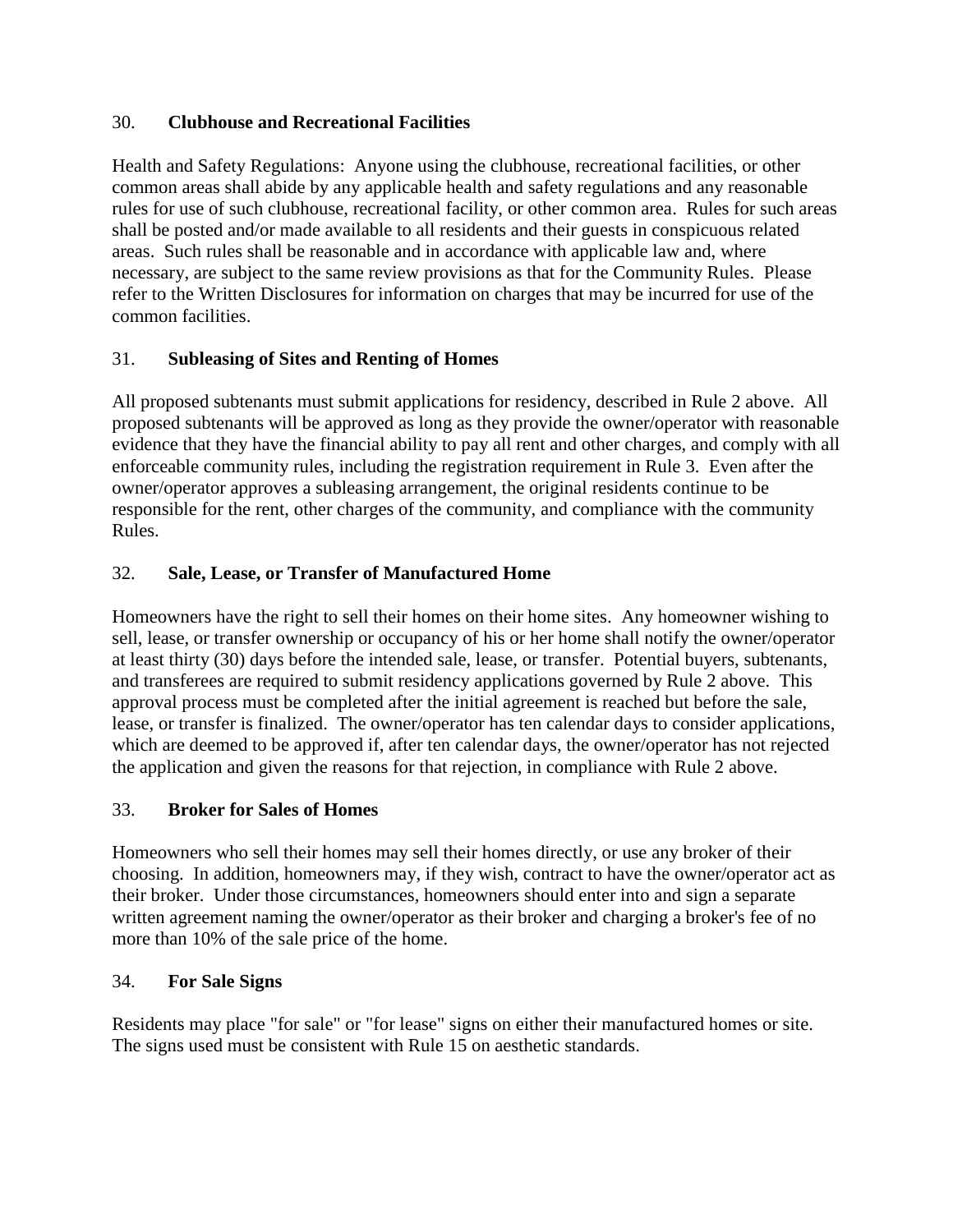### 30. Clubhouse and Recreational Facilities

Health and Safety Regulations: Anyone using the clubhouse, recreational facilities, or other common areas shall abide by any applicable health and safety regulations and any reasonable rules for use of such clubhouse, recreational facility, or other common area. Rules for such areas shall be posted and/or made available to all residents and their guests in conspicuous related areas. Such rules shall be reasonable and in accordance with applicable law and, where necessary, are subject to the same review provisions as that for the Community Rules. Please refer to the Written Disclosures for information on charges that may be incurred for use of the common facilities.

### 31. Subleasing of Sites and Renting of Homes

All proposed subtenants must submit applications for residency, described in Rule 2 above. All proposed subtenants will be approved as long as they provide the owner/operator with reasonable evidence that they have the financial ability to pay all rent and other charges, and comply with all enforceable community rules, including the registration requirement in Rule 3. Even after the owner/operator approves a subleasing arrangement, the original residents continue to be responsible for the rent, other charges of the community, and compliance with the community Rules.

### 32. Sale, Lease, or Transfer of Manufactured Home

Homeowners have the right to sell their homes on their home sites. Any homeowner wishing to sell, lease, or transfer ownership or occupancy of his or her home shall notify the owner/operator at least thirty (30) days before the intended sale, lease, or transfer. Potential buyers, subtenants, and transferees are required to submit residency applications governed by Rule 2 above. This approval process must be completed after the initial agreement is reached but before the sale, lease, or transfer is finalized. The owner/operator has ten calendar days to consider applications, which are deemed to be approved if, after ten calendar days, the owner/operator has not rejected the application and given the reasons for that rejection, in compliance with Rule 2 above.

### 33. Broker for Sales of Homes

Homeowners who sell their homes may sell their homes directly, or use any broker of their choosing. In addition, homeowners may, if they wish, contract to have the owner/operator act as their broker. Under those circumstances, homeowners should enter into and sign a separate written agreement naming the owner/operator as their broker and charging a broker's fee of no more than 10% of the sale price of the home.

### 34. For Sale Signs

Residents may place "for sale" or "for lease" signs on either their manufactured homes or site. The signs used must be consistent with Rule 15 on aesthetic standards.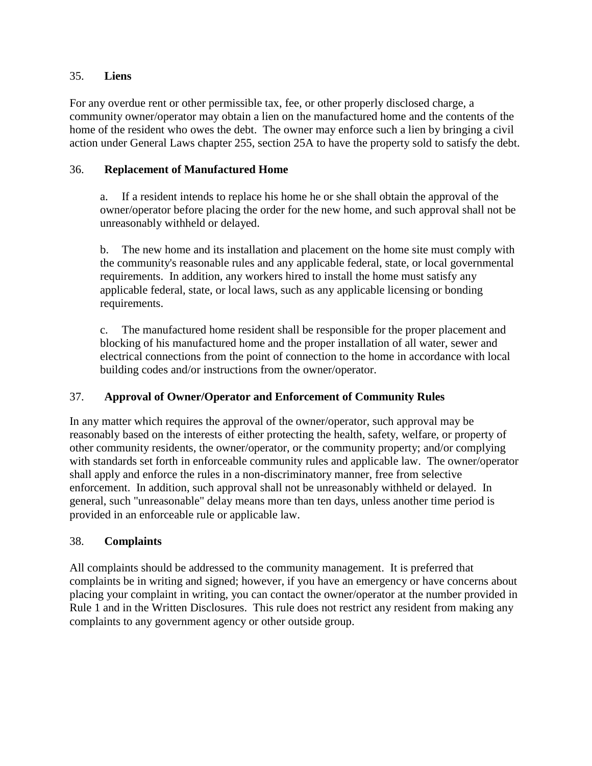## 35. Liens

For any overdue rent or other permissible tax, fee, or other properly disclosed charge, a community owner/operator may obtain a lien on the manufactured home and the contents of the home of the resident who owes the debt. The owner may enforce such a lien by bringing a civil action under General Laws chapter 255, section 25A to have the property sold to satisfy the debt.

## 36. Replacement of Manufactured Home

a. If a resident intends to replace his home he or she shall obtain the approval of the owner/operator before placing the order for the new home, and such approval shall not be unreasonably withheld or delayed.

b. The new home and its installation and placement on the home site must comply with the community's reasonable rules and any applicable federal, state, or local governmental requirements. In addition, any workers hired to install the home must satisfy any applicable federal, state, or local laws, such as any applicable licensing or bonding requirements.

c. The manufactured home resident shall be responsible for the proper placement and blocking of his manufactured home and the proper installation of all water, sewer and electrical connections from the point of connection to the home in accordance with local building codes and/or instructions from the owner/operator.

## 37. Approval of Owner/Operator and Enforcement of Community Rules

In any matter which requires the approval of the owner/operator, such approval may be reasonably based on the interests of either protecting the health, safety, welfare, or property of other community residents, the owner/operator, or the community property; and/or complying with standards set forth in enforceable community rules and applicable law. The owner/operator shall apply and enforce the rules in a non-discriminatory manner, free from selective enforcement. In addition, such approval shall not be unreasonably withheld or delayed. In general, such "unreasonable" delay means more than ten days, unless another time period is provided in an enforceable rule or applicable law.

## 38. Complaints

All complaints should be addressed to the community management. It is preferred that complaints be in writing and signed; however, if you have an emergency or have concerns about placing your complaint in writing, you can contact the owner/operator at the number provided in Rule 1 and in the Written Disclosures. This rule does not restrict any resident from making any complaints to any government agency or other outside group.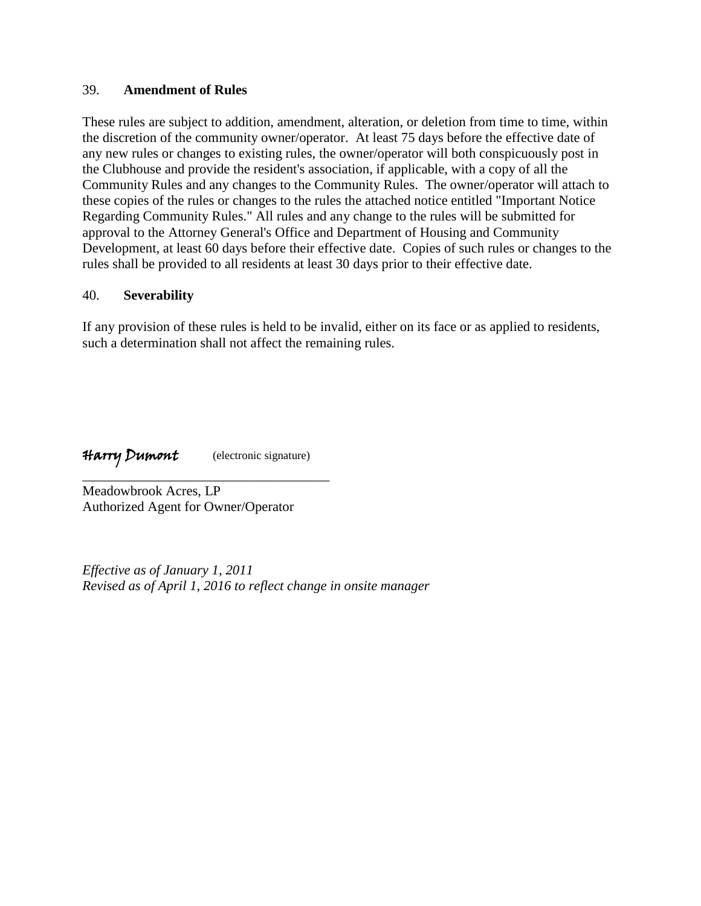39. **Amendment of Rules**

These rules are subject to addition, amendment, alteration, or deletion from time to time, within the discretion of the community owner/operator. At least 75 days before the effective date of any new rules or changes to existing rules, the owner/operator will both conspicuously post in the Clubhouse and provide the resident's association, if applicable, with a copy of all the Community Rules and any changes to the Community Rules. The owner/operator will attach to these copies of the rules or changes to the rules the attached notice entitled "Important Notice Regarding Community Rules." All rules and any change to the rules will be submitted for approval to the Attorney General's Office and Department of Housing and Community Development, at least 60 days before their effective date. Copies of such rules or changes to the rules shall be provided to all residents at least 30 days prior to their effective date.

40. **Severability**

If any provision of these rules is held to be invalid, either on its face or as applied to residents, such a determination shall not affect the remaining rules.

Harry Dumont (electronic signature)

_____________________________________

Meadowbrook Acres, LP
Authorized Agent for Owner/Operator

*Effective as of January 1, 2011*
*Revised as of April 1, 2016 to reflect change in onsite manager*